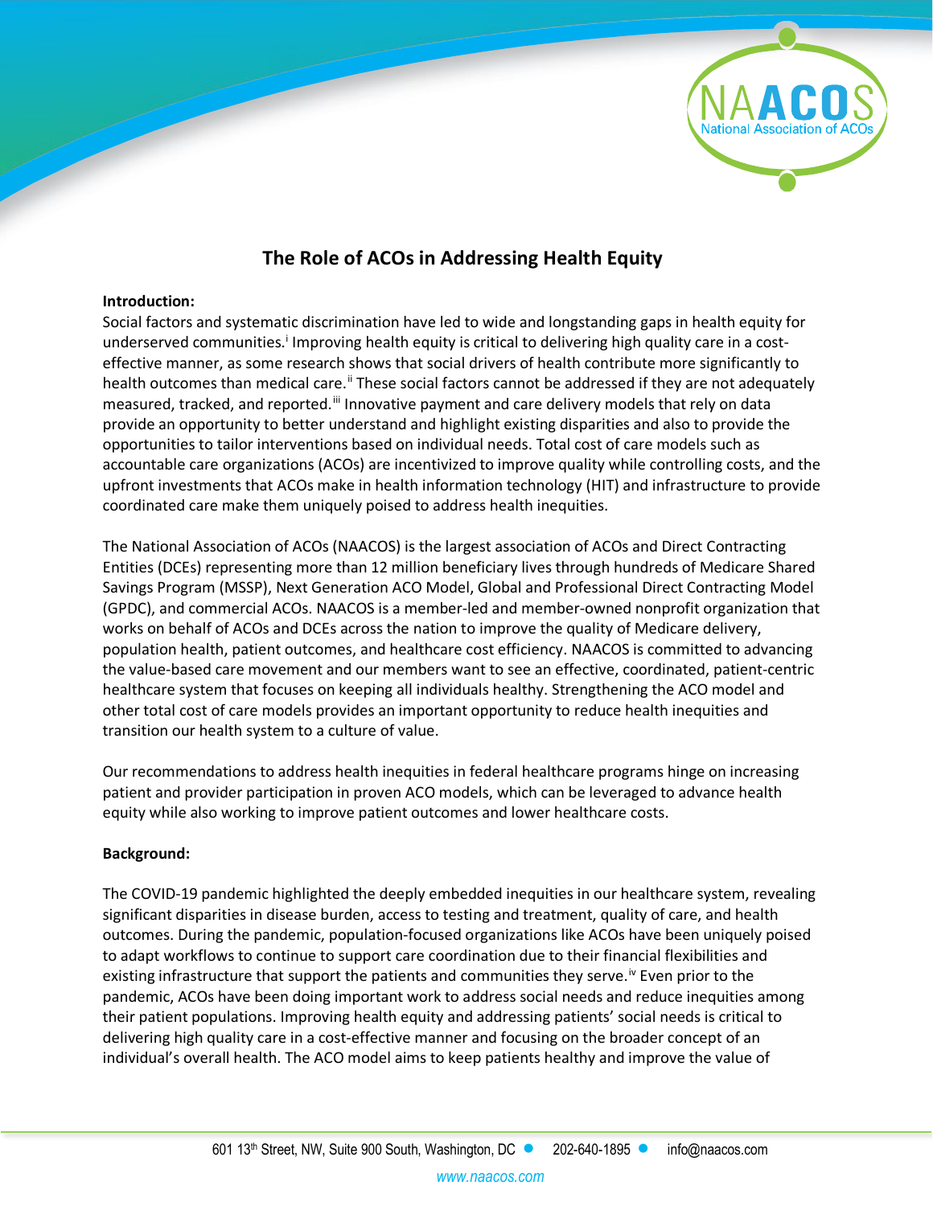# The Role of ACOs in Addressing Health Equity

**Introduction:**

Social factors and systematic discrimination have led to wide and longstanding gaps in health equity for underserved communities.[i] Improving health equity is critical to delivering high quality care in a cost-effective manner, as some research shows that social drivers of health contribute more significantly to health outcomes than medical care.[ii] These social factors cannot be addressed if they are not adequately measured, tracked, and reported.[iii] Innovative payment and care delivery models that rely on data provide an opportunity to better understand and highlight existing disparities and also to provide the opportunities to tailor interventions based on individual needs. Total cost of care models such as accountable care organizations (ACOs) are incentivized to improve quality while controlling costs, and the upfront investments that ACOs make in health information technology (HIT) and infrastructure to provide coordinated care make them uniquely poised to address health inequities.

The National Association of ACOs (NAACOS) is the largest association of ACOs and Direct Contracting Entities (DCEs) representing more than 12 million beneficiary lives through hundreds of Medicare Shared Savings Program (MSSP), Next Generation ACO Model, Global and Professional Direct Contracting Model (GPDC), and commercial ACOs. NAACOS is a member-led and member-owned nonprofit organization that works on behalf of ACOs and DCEs across the nation to improve the quality of Medicare delivery, population health, patient outcomes, and healthcare cost efficiency. NAACOS is committed to advancing the value-based care movement and our members want to see an effective, coordinated, patient-centric healthcare system that focuses on keeping all individuals healthy. Strengthening the ACO model and other total cost of care models provides an important opportunity to reduce health inequities and transition our health system to a culture of value.

Our recommendations to address health inequities in federal healthcare programs hinge on increasing patient and provider participation in proven ACO models, which can be leveraged to advance health equity while also working to improve patient outcomes and lower healthcare costs.

**Background:**

The COVID-19 pandemic highlighted the deeply embedded inequities in our healthcare system, revealing significant disparities in disease burden, access to testing and treatment, quality of care, and health outcomes. During the pandemic, population-focused organizations like ACOs have been uniquely poised to adapt workflows to continue to support care coordination due to their financial flexibilities and existing infrastructure that support the patients and communities they serve.[iv] Even prior to the pandemic, ACOs have been doing important work to address social needs and reduce inequities among their patient populations. Improving health equity and addressing patients' social needs is critical to delivering high quality care in a cost-effective manner and focusing on the broader concept of an individual's overall health. The ACO model aims to keep patients healthy and improve the value of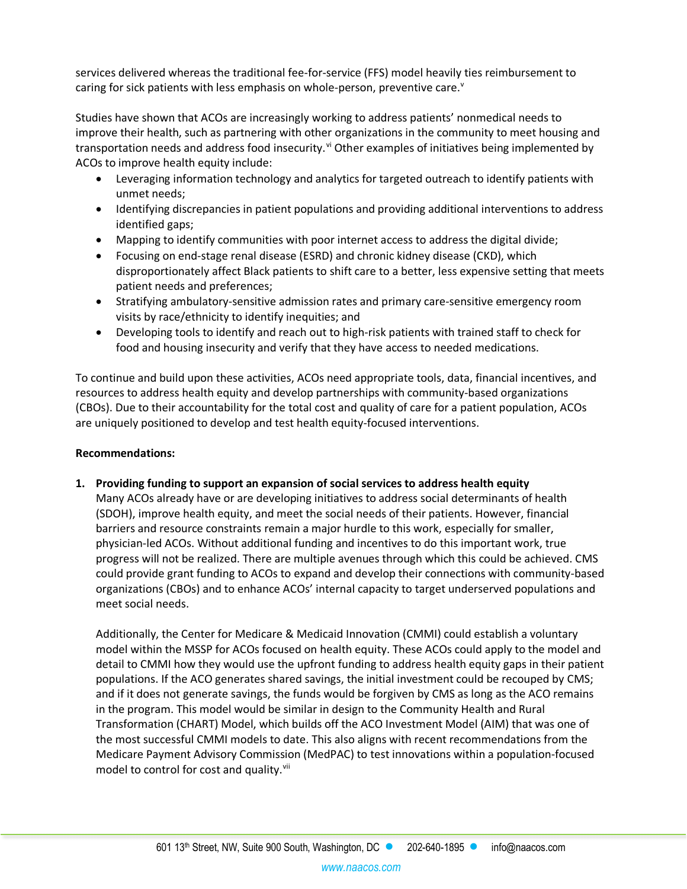services delivered whereas the traditional fee-for-service (FFS) model heavily ties reimbursement to caring for sick patients with less emphasis on whole-person, preventive care.[v]

Studies have shown that ACOs are increasingly working to address patients' nonmedical needs to improve their health, such as partnering with other organizations in the community to meet housing and transportation needs and address food insecurity.[vi] Other examples of initiatives being implemented by ACOs to improve health equity include:

- Leveraging information technology and analytics for targeted outreach to identify patients with unmet needs;
- Identifying discrepancies in patient populations and providing additional interventions to address identified gaps;
- Mapping to identify communities with poor internet access to address the digital divide;
- Focusing on end-stage renal disease (ESRD) and chronic kidney disease (CKD), which disproportionately affect Black patients to shift care to a better, less expensive setting that meets patient needs and preferences;
- Stratifying ambulatory-sensitive admission rates and primary care-sensitive emergency room visits by race/ethnicity to identify inequities; and
- Developing tools to identify and reach out to high-risk patients with trained staff to check for food and housing insecurity and verify that they have access to needed medications.

To continue and build upon these activities, ACOs need appropriate tools, data, financial incentives, and resources to address health equity and develop partnerships with community-based organizations (CBOs). Due to their accountability for the total cost and quality of care for a patient population, ACOs are uniquely positioned to develop and test health equity-focused interventions.

**Recommendations:**

1. **Providing funding to support an expansion of social services to address health equity**

   Many ACOs already have or are developing initiatives to address social determinants of health (SDOH), improve health equity, and meet the social needs of their patients. However, financial barriers and resource constraints remain a major hurdle to this work, especially for smaller, physician-led ACOs. Without additional funding and incentives to do this important work, true progress will not be realized. There are multiple avenues through which this could be achieved. CMS could provide grant funding to ACOs to expand and develop their connections with community-based organizations (CBOs) and to enhance ACOs' internal capacity to target underserved populations and meet social needs.

   Additionally, the Center for Medicare & Medicaid Innovation (CMMI) could establish a voluntary model within the MSSP for ACOs focused on health equity. These ACOs could apply to the model and detail to CMMI how they would use the upfront funding to address health equity gaps in their patient populations. If the ACO generates shared savings, the initial investment could be recouped by CMS; and if it does not generate savings, the funds would be forgiven by CMS as long as the ACO remains in the program. This model would be similar in design to the Community Health and Rural Transformation (CHART) Model, which builds off the ACO Investment Model (AIM) that was one of the most successful CMMI models to date. This also aligns with recent recommendations from the Medicare Payment Advisory Commission (MedPAC) to test innovations within a population-focused model to control for cost and quality.[vii]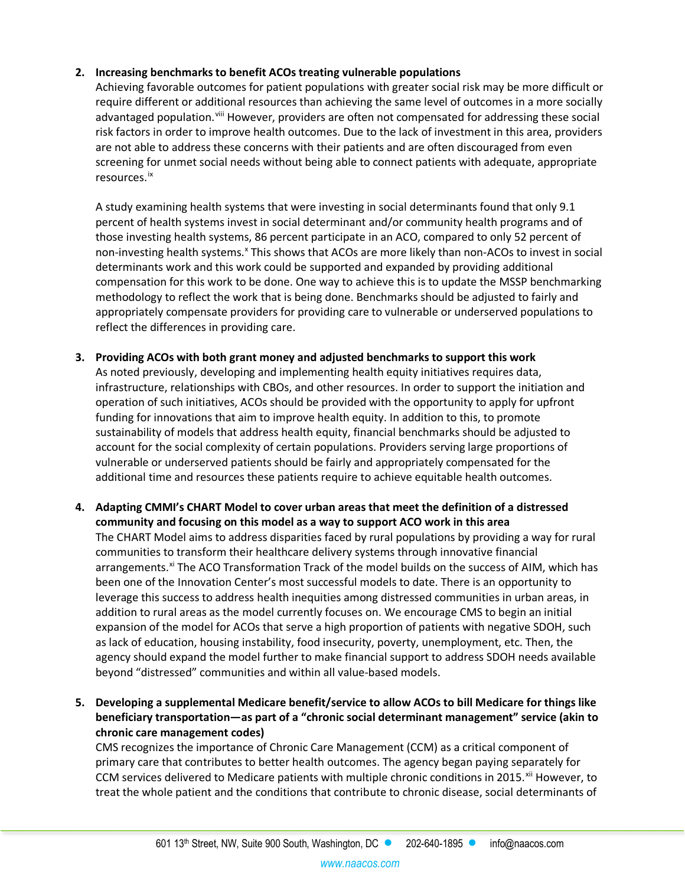2. **Increasing benchmarks to benefit ACOs treating vulnerable populations**
   Achieving favorable outcomes for patient populations with greater social risk may be more difficult or require different or additional resources than achieving the same level of outcomes in a more socially advantaged population.[viii] However, providers are often not compensated for addressing these social risk factors in order to improve health outcomes. Due to the lack of investment in this area, providers are not able to address these concerns with their patients and are often discouraged from even screening for unmet social needs without being able to connect patients with adequate, appropriate resources.[ix]

   A study examining health systems that were investing in social determinants found that only 9.1 percent of health systems invest in social determinant and/or community health programs and of those investing health systems, 86 percent participate in an ACO, compared to only 52 percent of non-investing health systems.[x] This shows that ACOs are more likely than non-ACOs to invest in social determinants work and this work could be supported and expanded by providing additional compensation for this work to be done. One way to achieve this is to update the MSSP benchmarking methodology to reflect the work that is being done. Benchmarks should be adjusted to fairly and appropriately compensate providers for providing care to vulnerable or underserved populations to reflect the differences in providing care.

3. **Providing ACOs with both grant money and adjusted benchmarks to support this work**
   As noted previously, developing and implementing health equity initiatives requires data, infrastructure, relationships with CBOs, and other resources. In order to support the initiation and operation of such initiatives, ACOs should be provided with the opportunity to apply for upfront funding for innovations that aim to improve health equity. In addition to this, to promote sustainability of models that address health equity, financial benchmarks should be adjusted to account for the social complexity of certain populations. Providers serving large proportions of vulnerable or underserved patients should be fairly and appropriately compensated for the additional time and resources these patients require to achieve equitable health outcomes.

4. **Adapting CMMI's CHART Model to cover urban areas that meet the definition of a distressed community and focusing on this model as a way to support ACO work in this area**
   The CHART Model aims to address disparities faced by rural populations by providing a way for rural communities to transform their healthcare delivery systems through innovative financial arrangements.[xi] The ACO Transformation Track of the model builds on the success of AIM, which has been one of the Innovation Center's most successful models to date. There is an opportunity to leverage this success to address health inequities among distressed communities in urban areas, in addition to rural areas as the model currently focuses on. We encourage CMS to begin an initial expansion of the model for ACOs that serve a high proportion of patients with negative SDOH, such as lack of education, housing instability, food insecurity, poverty, unemployment, etc. Then, the agency should expand the model further to make financial support to address SDOH needs available beyond "distressed" communities and within all value-based models.

5. **Developing a supplemental Medicare benefit/service to allow ACOs to bill Medicare for things like beneficiary transportation—as part of a "chronic social determinant management" service (akin to chronic care management codes)**
   CMS recognizes the importance of Chronic Care Management (CCM) as a critical component of primary care that contributes to better health outcomes. The agency began paying separately for CCM services delivered to Medicare patients with multiple chronic conditions in 2015.[xii] However, to treat the whole patient and the conditions that contribute to chronic disease, social determinants of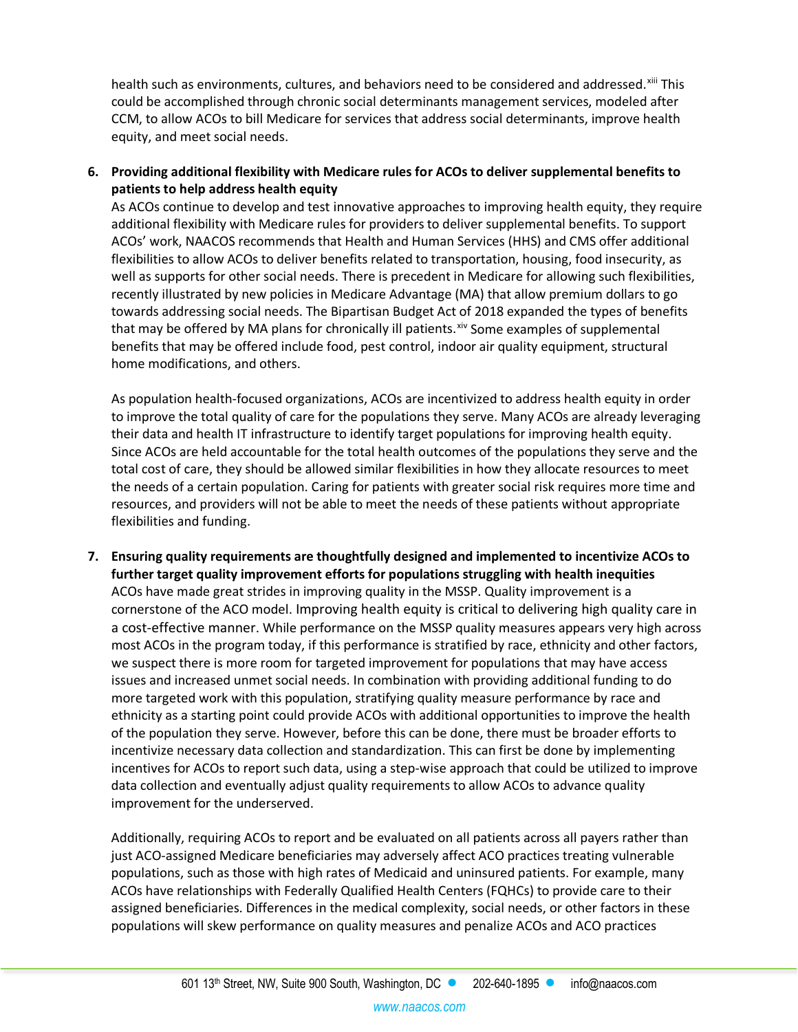health such as environments, cultures, and behaviors need to be considered and addressed.[xiii] This could be accomplished through chronic social determinants management services, modeled after CCM, to allow ACOs to bill Medicare for services that address social determinants, improve health equity, and meet social needs.

6. **Providing additional flexibility with Medicare rules for ACOs to deliver supplemental benefits to patients to help address health equity**
   As ACOs continue to develop and test innovative approaches to improving health equity, they require additional flexibility with Medicare rules for providers to deliver supplemental benefits. To support ACOs' work, NAACOS recommends that Health and Human Services (HHS) and CMS offer additional flexibilities to allow ACOs to deliver benefits related to transportation, housing, food insecurity, as well as supports for other social needs. There is precedent in Medicare for allowing such flexibilities, recently illustrated by new policies in Medicare Advantage (MA) that allow premium dollars to go towards addressing social needs. The Bipartisan Budget Act of 2018 expanded the types of benefits that may be offered by MA plans for chronically ill patients.[xiv] Some examples of supplemental benefits that may be offered include food, pest control, indoor air quality equipment, structural home modifications, and others.

   As population health-focused organizations, ACOs are incentivized to address health equity in order to improve the total quality of care for the populations they serve. Many ACOs are already leveraging their data and health IT infrastructure to identify target populations for improving health equity. Since ACOs are held accountable for the total health outcomes of the populations they serve and the total cost of care, they should be allowed similar flexibilities in how they allocate resources to meet the needs of a certain population. Caring for patients with greater social risk requires more time and resources, and providers will not be able to meet the needs of these patients without appropriate flexibilities and funding.

7. **Ensuring quality requirements are thoughtfully designed and implemented to incentivize ACOs to further target quality improvement efforts for populations struggling with health inequities**
   ACOs have made great strides in improving quality in the MSSP. Quality improvement is a cornerstone of the ACO model. Improving health equity is critical to delivering high quality care in a cost-effective manner. While performance on the MSSP quality measures appears very high across most ACOs in the program today, if this performance is stratified by race, ethnicity and other factors, we suspect there is more room for targeted improvement for populations that may have access issues and increased unmet social needs. In combination with providing additional funding to do more targeted work with this population, stratifying quality measure performance by race and ethnicity as a starting point could provide ACOs with additional opportunities to improve the health of the population they serve. However, before this can be done, there must be broader efforts to incentivize necessary data collection and standardization. This can first be done by implementing incentives for ACOs to report such data, using a step-wise approach that could be utilized to improve data collection and eventually adjust quality requirements to allow ACOs to advance quality improvement for the underserved.

   Additionally, requiring ACOs to report and be evaluated on all patients across all payers rather than just ACO-assigned Medicare beneficiaries may adversely affect ACO practices treating vulnerable populations, such as those with high rates of Medicaid and uninsured patients. For example, many ACOs have relationships with Federally Qualified Health Centers (FQHCs) to provide care to their assigned beneficiaries. Differences in the medical complexity, social needs, or other factors in these populations will skew performance on quality measures and penalize ACOs and ACO practices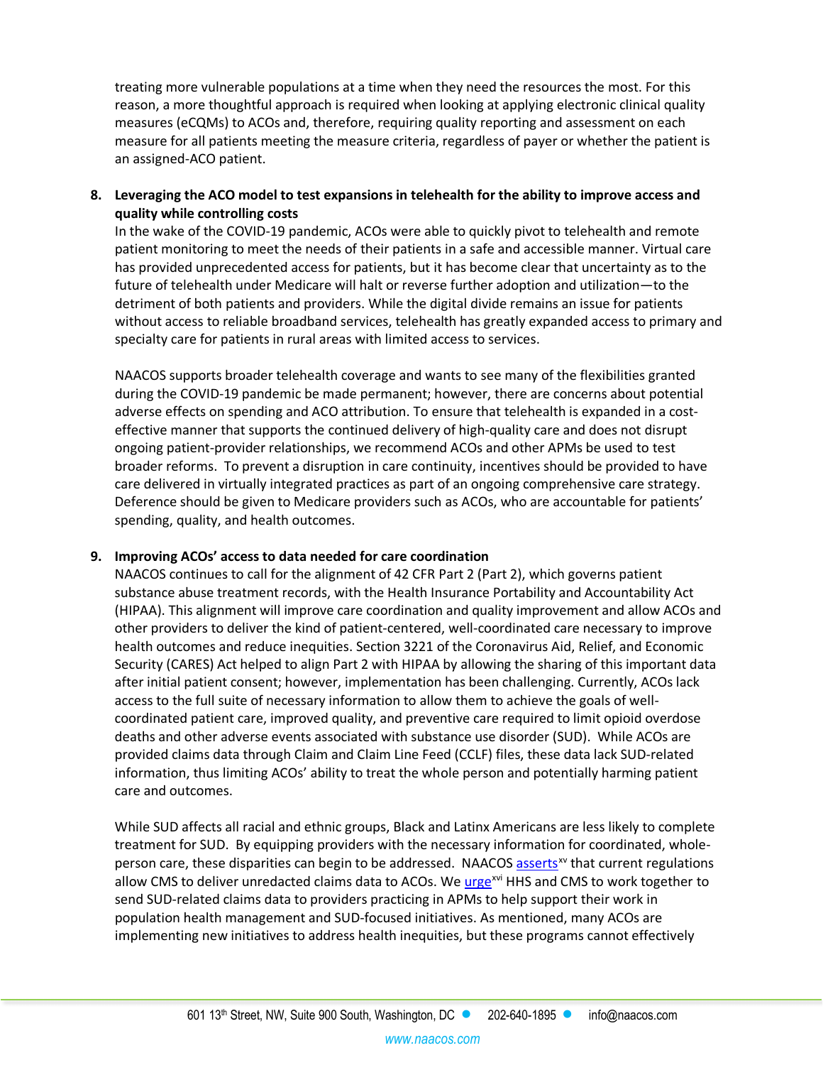treating more vulnerable populations at a time when they need the resources the most. For this reason, a more thoughtful approach is required when looking at applying electronic clinical quality measures (eCQMs) to ACOs and, therefore, requiring quality reporting and assessment on each measure for all patients meeting the measure criteria, regardless of payer or whether the patient is an assigned-ACO patient.

8. **Leveraging the ACO model to test expansions in telehealth for the ability to improve access and quality while controlling costs**
   In the wake of the COVID-19 pandemic, ACOs were able to quickly pivot to telehealth and remote patient monitoring to meet the needs of their patients in a safe and accessible manner. Virtual care has provided unprecedented access for patients, but it has become clear that uncertainty as to the future of telehealth under Medicare will halt or reverse further adoption and utilization—to the detriment of both patients and providers. While the digital divide remains an issue for patients without access to reliable broadband services, telehealth has greatly expanded access to primary and specialty care for patients in rural areas with limited access to services.

   NAACOS supports broader telehealth coverage and wants to see many of the flexibilities granted during the COVID-19 pandemic be made permanent; however, there are concerns about potential adverse effects on spending and ACO attribution. To ensure that telehealth is expanded in a cost-effective manner that supports the continued delivery of high-quality care and does not disrupt ongoing patient-provider relationships, we recommend ACOs and other APMs be used to test broader reforms. To prevent a disruption in care continuity, incentives should be provided to have care delivered in virtually integrated practices as part of an ongoing comprehensive care strategy. Deference should be given to Medicare providers such as ACOs, who are accountable for patients' spending, quality, and health outcomes.

9. **Improving ACOs' access to data needed for care coordination**
   NAACOS continues to call for the alignment of 42 CFR Part 2 (Part 2), which governs patient substance abuse treatment records, with the Health Insurance Portability and Accountability Act (HIPAA). This alignment will improve care coordination and quality improvement and allow ACOs and other providers to deliver the kind of patient-centered, well-coordinated care necessary to improve health outcomes and reduce inequities. Section 3221 of the Coronavirus Aid, Relief, and Economic Security (CARES) Act helped to align Part 2 with HIPAA by allowing the sharing of this important data after initial patient consent; however, implementation has been challenging. Currently, ACOs lack access to the full suite of necessary information to allow them to achieve the goals of well-coordinated patient care, improved quality, and preventive care required to limit opioid overdose deaths and other adverse events associated with substance use disorder (SUD). While ACOs are provided claims data through Claim and Claim Line Feed (CCLF) files, these data lack SUD-related information, thus limiting ACOs' ability to treat the whole person and potentially harming patient care and outcomes.

   While SUD affects all racial and ethnic groups, Black and Latinx Americans are less likely to complete treatment for SUD. By equipping providers with the necessary information for coordinated, whole-person care, these disparities can begin to be addressed. NAACOS asserts[xv] that current regulations allow CMS to deliver unredacted claims data to ACOs. We urge[xvi] HHS and CMS to work together to send SUD-related claims data to providers practicing in APMs to help support their work in population health management and SUD-focused initiatives. As mentioned, many ACOs are implementing new initiatives to address health inequities, but these programs cannot effectively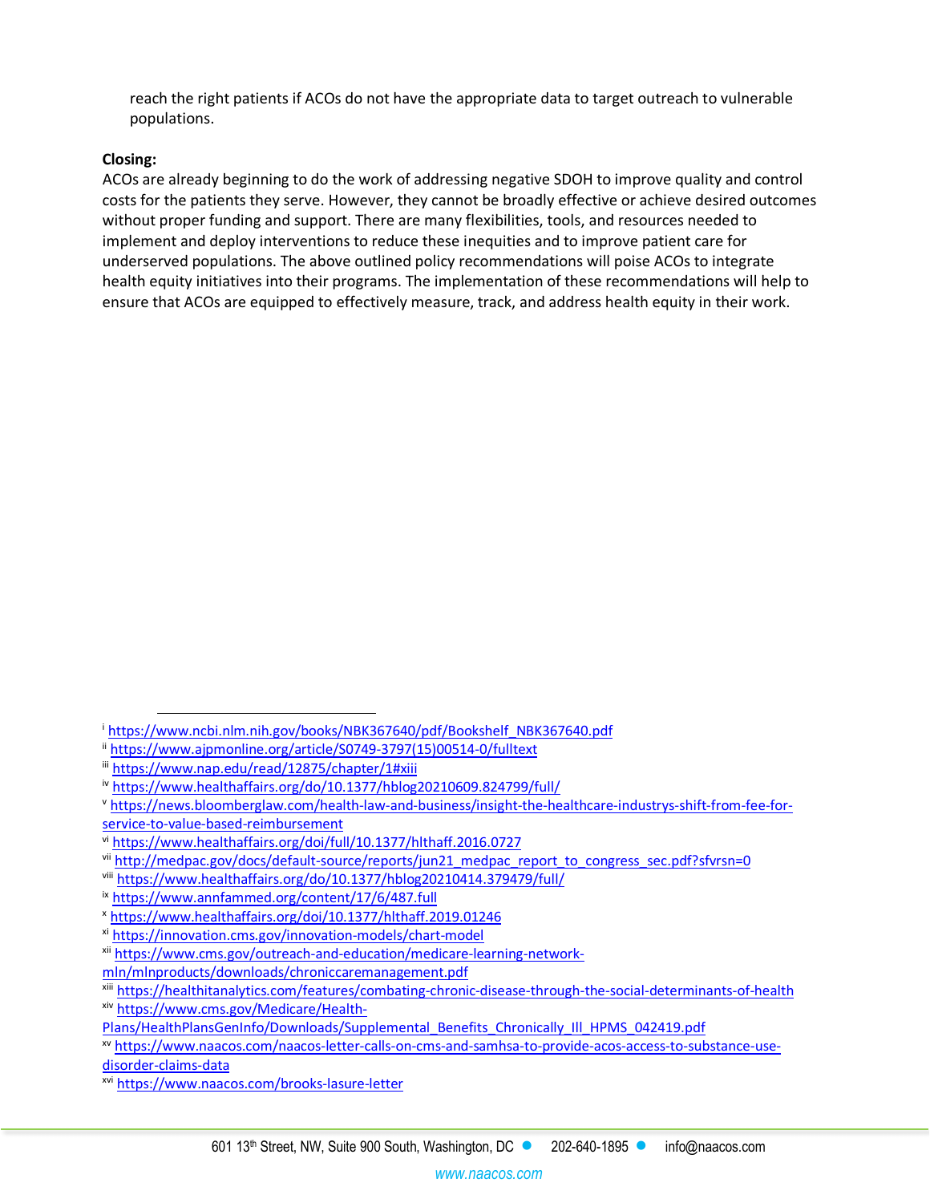reach the right patients if ACOs do not have the appropriate data to target outreach to vulnerable populations.

**Closing:**

ACOs are already beginning to do the work of addressing negative SDOH to improve quality and control costs for the patients they serve. However, they cannot be broadly effective or achieve desired outcomes without proper funding and support. There are many flexibilities, tools, and resources needed to implement and deploy interventions to reduce these inequities and to improve patient care for underserved populations. The above outlined policy recommendations will poise ACOs to integrate health equity initiatives into their programs. The implementation of these recommendations will help to ensure that ACOs are equipped to effectively measure, track, and address health equity in their work.

---

[i] https://www.ncbi.nlm.nih.gov/books/NBK367640/pdf/Bookshelf_NBK367640.pdf
[ii] https://www.ajpmonline.org/article/S0749-3797(15)00514-0/fulltext
[iii] https://www.nap.edu/read/12875/chapter/1#xiii
[iv] https://www.healthaffairs.org/do/10.1377/hblog20210609.824799/full/
[v] https://news.bloomberglaw.com/health-law-and-business/insight-the-healthcare-industrys-shift-from-fee-for-service-to-value-based-reimbursement
[vi] https://www.healthaffairs.org/doi/full/10.1377/hlthaff.2016.0727
[vii] http://medpac.gov/docs/default-source/reports/jun21_medpac_report_to_congress_sec.pdf?sfvrsn=0
[viii] https://www.healthaffairs.org/do/10.1377/hblog20210414.379479/full/
[ix] https://www.annfammed.org/content/17/6/487.full
[x] https://www.healthaffairs.org/doi/full/10.1377/hlthaff.2019.01246
[xi] https://innovation.cms.gov/innovation-models/chart-model
[xii] https://www.cms.gov/outreach-and-education/medicare-learning-network-mln/mlnproducts/downloads/chroniccaremanagement.pdf
[xiii] https://healthitanalytics.com/features/combating-chronic-disease-through-the-social-determinants-of-health
[xiv] https://www.cms.gov/Medicare/Health-Plans/HealthPlansGenInfo/Downloads/Supplemental_Benefits_Chronically_Ill_HPMS_042419.pdf
[xv] https://www.naacos.com/naacos-letter-calls-on-cms-and-samhsa-to-provide-acos-access-to-substance-use-disorder-claims-data
[xvi] https://www.naacos.com/brooks-lasure-letter